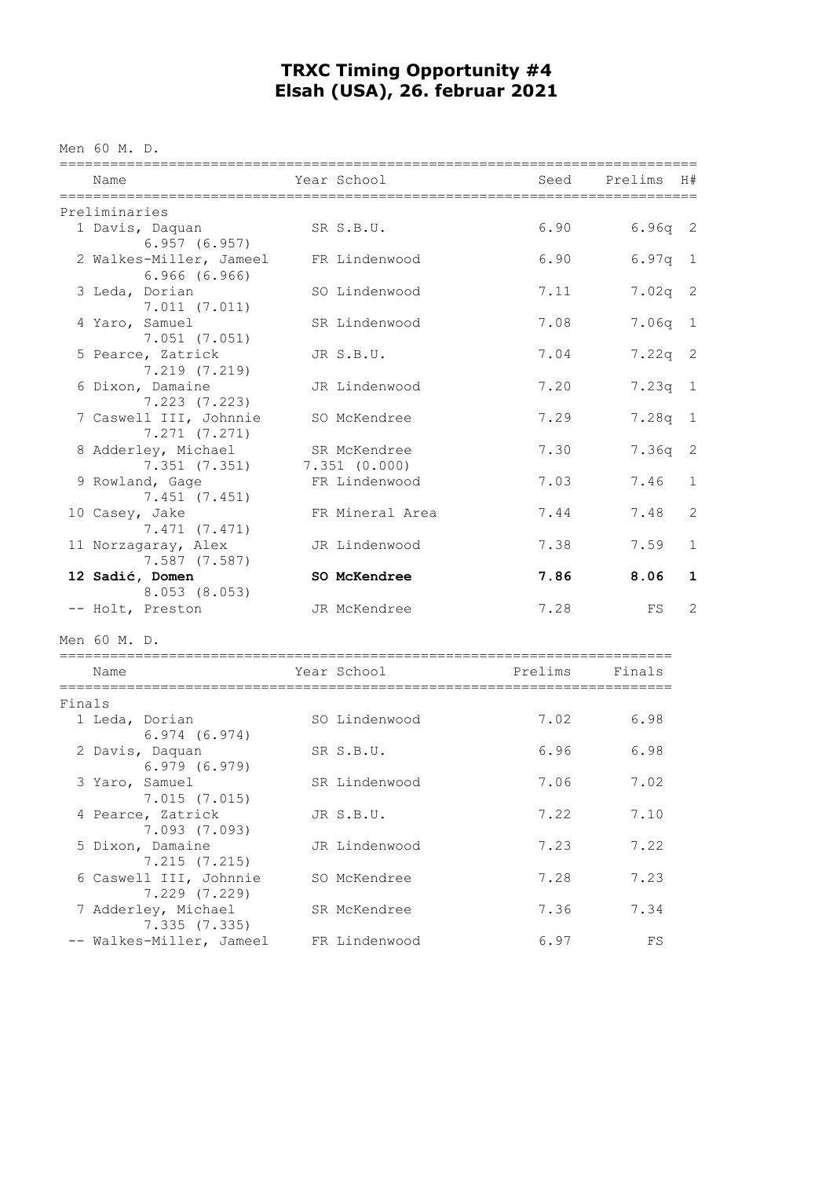# TRXC Timing Opportunity #4
# Elsah (USA), 26. februar 2021

Men 60 M. D.

| | Name | Year | School | Seed | Prelims | H# |
|---|---|---|---|---|---|---|
| **Preliminaries** | | | | | | |
| 1 | Davis, Daquan<br>6.957 (6.957) | SR | S.B.U. | 6.90 | 6.96q | 2 |
| 2 | Walkes-Miller, Jameel<br>6.966 (6.966) | FR | Lindenwood | 6.90 | 6.97q | 1 |
| 3 | Leda, Dorian<br>7.011 (7.011) | SO | Lindenwood | 7.11 | 7.02q | 2 |
| 4 | Yaro, Samuel<br>7.051 (7.051) | SR | Lindenwood | 7.08 | 7.06q | 1 |
| 5 | Pearce, Zatrick<br>7.219 (7.219) | JR | S.B.U. | 7.04 | 7.22q | 2 |
| 6 | Dixon, Damaine<br>7.223 (7.223) | JR | Lindenwood | 7.20 | 7.23q | 1 |
| 7 | Caswell III, Johnnie<br>7.271 (7.271) | SO | McKendree | 7.29 | 7.28q | 1 |
| 8 | Adderley, Michael<br>7.351 (7.351) 7.351 (0.000) | SR | McKendree | 7.30 | 7.36q | 2 |
| 9 | Rowland, Gage<br>7.451 (7.451) | FR | Lindenwood | 7.03 | 7.46 | 1 |
| 10 | Casey, Jake<br>7.471 (7.471) | FR | Mineral Area | 7.44 | 7.48 | 2 |
| 11 | Norzagaray, Alex<br>7.587 (7.587) | JR | Lindenwood | 7.38 | 7.59 | 1 |
| **12** | **Sadić, Domen**<br>8.053 (8.053) | **SO** | **McKendree** | **7.86** | **8.06** | **1** |
| -- | Holt, Preston | JR | McKendree | 7.28 | FS | 2 |

Men 60 M. D.

| | Name | Year | School | Prelims | Finals |
|---|---|---|---|---|---|
| **Finals** | | | | | |
| 1 | Leda, Dorian<br>6.974 (6.974) | SO | Lindenwood | 7.02 | 6.98 |
| 2 | Davis, Daquan<br>6.979 (6.979) | SR | S.B.U. | 6.96 | 6.98 |
| 3 | Yaro, Samuel<br>7.015 (7.015) | SR | Lindenwood | 7.06 | 7.02 |
| 4 | Pearce, Zatrick<br>7.093 (7.093) | JR | S.B.U. | 7.22 | 7.10 |
| 5 | Dixon, Damaine<br>7.215 (7.215) | JR | Lindenwood | 7.23 | 7.22 |
| 6 | Caswell III, Johnnie<br>7.229 (7.229) | SO | McKendree | 7.28 | 7.23 |
| 7 | Adderley, Michael<br>7.335 (7.335) | SR | McKendree | 7.36 | 7.34 |
| -- | Walkes-Miller, Jameel | FR | Lindenwood | 6.97 | FS |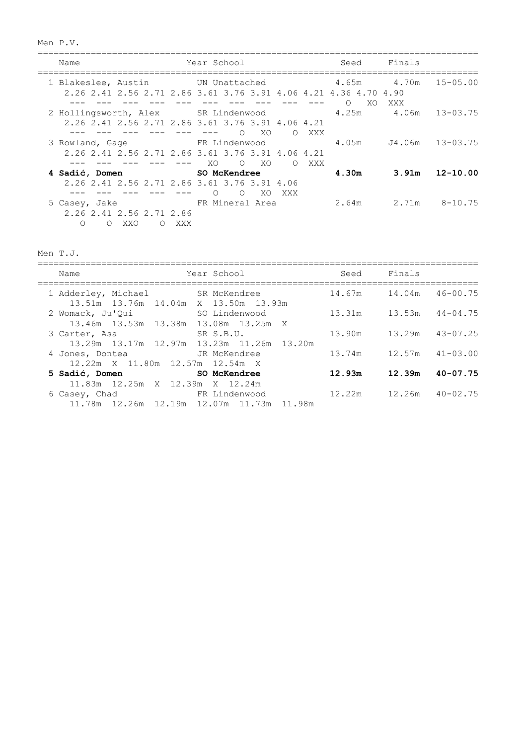Men P.V.

| Name | Year | School | Seed | Finals | |
|---|---|---|---|---|---|
| 1 Blakeslee, Austin | UN | Unattached | 4.65m | 4.70m | 15-05.00 |
| 2.26 2.41 2.56 2.71 2.86 3.61 3.76 3.91 4.06 4.21 4.36 4.70 4.90 | | | | | |
| --- --- --- --- --- --- --- --- --- --- O XO XXX | | | | | |
| 2 Hollingsworth, Alex | SR | Lindenwood | 4.25m | 4.06m | 13-03.75 |
| 2.26 2.41 2.56 2.71 2.86 3.61 3.76 3.91 4.06 4.21 | | | | | |
| --- --- --- --- --- --- O XO O XXX | | | | | |
| 3 Rowland, Gage | FR | Lindenwood | 4.05m | J4.06m | 13-03.75 |
| 2.26 2.41 2.56 2.71 2.86 3.61 3.76 3.91 4.06 4.21 | | | | | |
| --- --- --- --- --- XO O XO O XXX | | | | | |
| **4 Sadić, Domen** | **SO** | **McKendree** | **4.30m** | **3.91m** | **12-10.00** |
| 2.26 2.41 2.56 2.71 2.86 3.61 3.76 3.91 4.06 | | | | | |
| --- --- --- --- --- O O XO XXX | | | | | |
| 5 Casey, Jake | FR | Mineral Area | 2.64m | 2.71m | 8-10.75 |
| 2.26 2.41 2.56 2.71 2.86 | | | | | |
| O O XXO O XXX | | | | | |

Men T.J.

| Name | Year | School | Seed | Finals | |
|---|---|---|---|---|---|
| 1 Adderley, Michael | SR | McKendree | 14.67m | 14.04m | 46-00.75 |
| 13.51m 13.76m 14.04m X 13.50m 13.93m | | | | | |
| 2 Womack, Ju'Qui | SO | Lindenwood | 13.31m | 13.53m | 44-04.75 |
| 13.46m 13.53m 13.38m 13.08m 13.25m X | | | | | |
| 3 Carter, Asa | SR | S.B.U. | 13.90m | 13.29m | 43-07.25 |
| 13.29m 13.17m 12.97m 13.23m 11.26m 13.20m | | | | | |
| 4 Jones, Dontea | JR | McKendree | 13.74m | 12.57m | 41-03.00 |
| 12.22m X 11.80m 12.57m 12.54m X | | | | | |
| **5 Sadić, Domen** | **SO** | **McKendree** | **12.93m** | **12.39m** | **40-07.75** |
| 11.83m 12.25m X 12.39m X 12.24m | | | | | |
| 6 Casey, Chad | FR | Lindenwood | 12.22m | 12.26m | 40-02.75 |
| 11.78m 12.26m 12.19m 12.07m 11.73m 11.98m | | | | | |